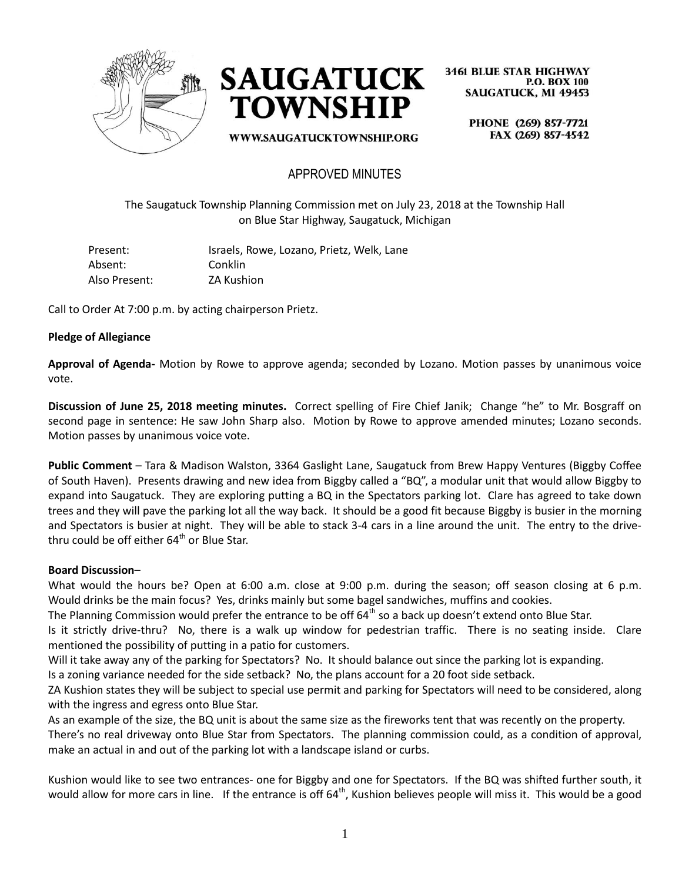**SAUGATUCK TOWNSHIP**

WWW.SAUGATUCKTOWNSHIP.ORG

3461 BLUE STAR HIGHWAY
P.O. BOX 100
SAUGATUCK, MI 49453

PHONE (269) 857-7721
FAX (269) 857-4542

# APPROVED MINUTES

The Saugatuck Township Planning Commission met on July 23, 2018 at the Township Hall on Blue Star Highway, Saugatuck, Michigan

| | |
|---|---|
| Present: | Israels, Rowe, Lozano, Prietz, Welk, Lane |
| Absent: | Conklin |
| Also Present: | ZA Kushion |

Call to Order At 7:00 p.m. by acting chairperson Prietz.

**Pledge of Allegiance**

**Approval of Agenda-** Motion by Rowe to approve agenda; seconded by Lozano. Motion passes by unanimous voice vote.

**Discussion of June 25, 2018 meeting minutes.** Correct spelling of Fire Chief Janik; Change "he" to Mr. Bosgraff on second page in sentence: He saw John Sharp also. Motion by Rowe to approve amended minutes; Lozano seconds. Motion passes by unanimous voice vote.

**Public Comment** – Tara & Madison Walston, 3364 Gaslight Lane, Saugatuck from Brew Happy Ventures (Biggby Coffee of South Haven). Presents drawing and new idea from Biggby called a "BQ", a modular unit that would allow Biggby to expand into Saugatuck. They are exploring putting a BQ in the Spectators parking lot. Clare has agreed to take down trees and they will pave the parking lot all the way back. It should be a good fit because Biggby is busier in the morning and Spectators is busier at night. They will be able to stack 3-4 cars in a line around the unit. The entry to the drive-thru could be off either 64th or Blue Star.

**Board Discussion**–

What would the hours be? Open at 6:00 a.m. close at 9:00 p.m. during the season; off season closing at 6 p.m. Would drinks be the main focus? Yes, drinks mainly but some bagel sandwiches, muffins and cookies.

The Planning Commission would prefer the entrance to be off 64th so a back up doesn't extend onto Blue Star.

Is it strictly drive-thru? No, there is a walk up window for pedestrian traffic. There is no seating inside. Clare mentioned the possibility of putting in a patio for customers.

Will it take away any of the parking for Spectators? No. It should balance out since the parking lot is expanding.

Is a zoning variance needed for the side setback? No, the plans account for a 20 foot side setback.

ZA Kushion states they will be subject to special use permit and parking for Spectators will need to be considered, along with the ingress and egress onto Blue Star.

As an example of the size, the BQ unit is about the same size as the fireworks tent that was recently on the property.

There's no real driveway onto Blue Star from Spectators. The planning commission could, as a condition of approval, make an actual in and out of the parking lot with a landscape island or curbs.

Kushion would like to see two entrances- one for Biggby and one for Spectators. If the BQ was shifted further south, it would allow for more cars in line. If the entrance is off 64th, Kushion believes people will miss it. This would be a good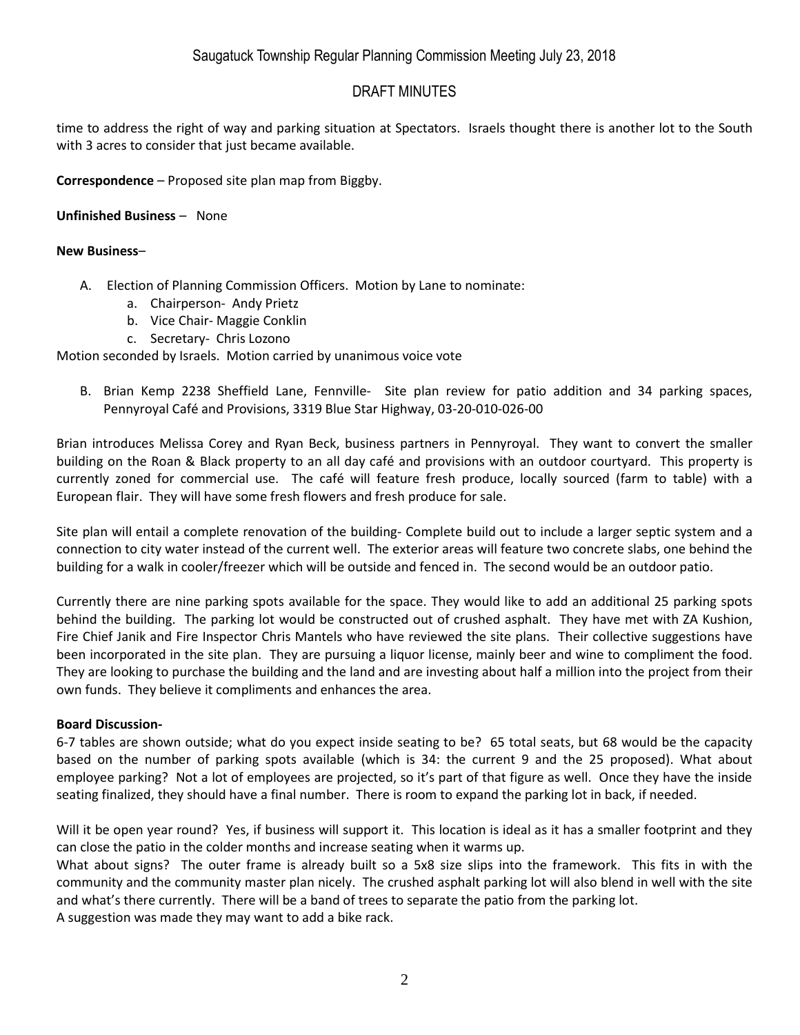time to address the right of way and parking situation at Spectators. Israels thought there is another lot to the South with 3 acres to consider that just became available.

**Correspondence** – Proposed site plan map from Biggby.

**Unfinished Business** – None

**New Business**–

A. Election of Planning Commission Officers. Motion by Lane to nominate:
   a. Chairperson- Andy Prietz
   b. Vice Chair- Maggie Conklin
   c. Secretary- Chris Lozono

Motion seconded by Israels. Motion carried by unanimous voice vote

B. Brian Kemp 2238 Sheffield Lane, Fennville- Site plan review for patio addition and 34 parking spaces, Pennyroyal Café and Provisions, 3319 Blue Star Highway, 03-20-010-026-00

Brian introduces Melissa Corey and Ryan Beck, business partners in Pennyroyal. They want to convert the smaller building on the Roan & Black property to an all day café and provisions with an outdoor courtyard. This property is currently zoned for commercial use. The café will feature fresh produce, locally sourced (farm to table) with a European flair. They will have some fresh flowers and fresh produce for sale.

Site plan will entail a complete renovation of the building- Complete build out to include a larger septic system and a connection to city water instead of the current well. The exterior areas will feature two concrete slabs, one behind the building for a walk in cooler/freezer which will be outside and fenced in. The second would be an outdoor patio.

Currently there are nine parking spots available for the space. They would like to add an additional 25 parking spots behind the building. The parking lot would be constructed out of crushed asphalt. They have met with ZA Kushion, Fire Chief Janik and Fire Inspector Chris Mantels who have reviewed the site plans. Their collective suggestions have been incorporated in the site plan. They are pursuing a liquor license, mainly beer and wine to compliment the food. They are looking to purchase the building and the land and are investing about half a million into the project from their own funds. They believe it compliments and enhances the area.

**Board Discussion-**

6-7 tables are shown outside; what do you expect inside seating to be? 65 total seats, but 68 would be the capacity based on the number of parking spots available (which is 34: the current 9 and the 25 proposed). What about employee parking? Not a lot of employees are projected, so it's part of that figure as well. Once they have the inside seating finalized, they should have a final number. There is room to expand the parking lot in back, if needed.

Will it be open year round? Yes, if business will support it. This location is ideal as it has a smaller footprint and they can close the patio in the colder months and increase seating when it warms up.

What about signs? The outer frame is already built so a 5x8 size slips into the framework. This fits in with the community and the community master plan nicely. The crushed asphalt parking lot will also blend in well with the site and what's there currently. There will be a band of trees to separate the patio from the parking lot.

A suggestion was made they may want to add a bike rack.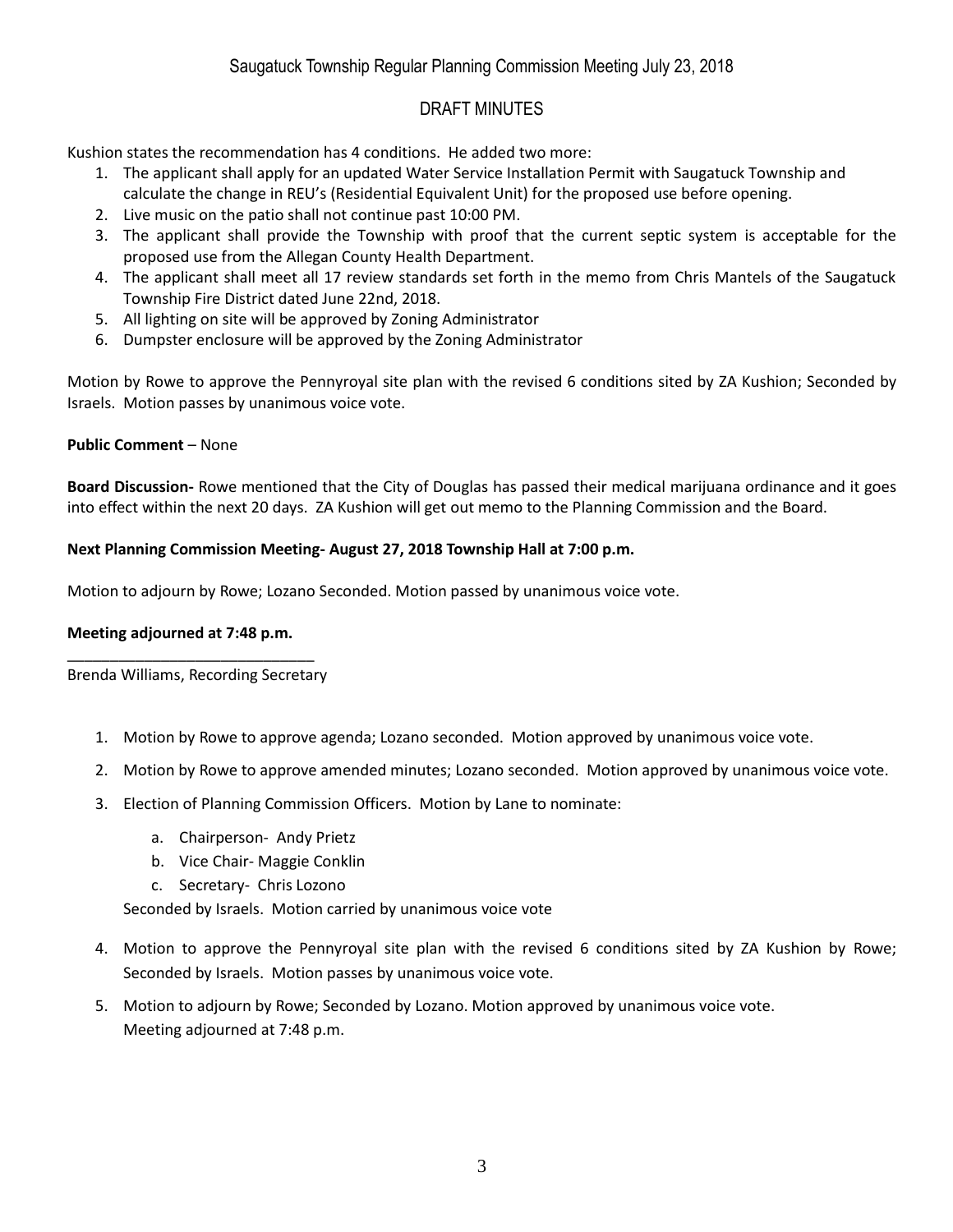Kushion states the recommendation has 4 conditions. He added two more:

1. The applicant shall apply for an updated Water Service Installation Permit with Saugatuck Township and calculate the change in REU's (Residential Equivalent Unit) for the proposed use before opening.
2. Live music on the patio shall not continue past 10:00 PM.
3. The applicant shall provide the Township with proof that the current septic system is acceptable for the proposed use from the Allegan County Health Department.
4. The applicant shall meet all 17 review standards set forth in the memo from Chris Mantels of the Saugatuck Township Fire District dated June 22nd, 2018.
5. All lighting on site will be approved by Zoning Administrator
6. Dumpster enclosure will be approved by the Zoning Administrator

Motion by Rowe to approve the Pennyroyal site plan with the revised 6 conditions sited by ZA Kushion; Seconded by Israels. Motion passes by unanimous voice vote.

**Public Comment** – None

**Board Discussion-** Rowe mentioned that the City of Douglas has passed their medical marijuana ordinance and it goes into effect within the next 20 days. ZA Kushion will get out memo to the Planning Commission and the Board.

**Next Planning Commission Meeting- August 27, 2018 Township Hall at 7:00 p.m.**

Motion to adjourn by Rowe; Lozano Seconded. Motion passed by unanimous voice vote.

**Meeting adjourned at 7:48 p.m.**

______________________________
Brenda Williams, Recording Secretary

1. Motion by Rowe to approve agenda; Lozano seconded. Motion approved by unanimous voice vote.
2. Motion by Rowe to approve amended minutes; Lozano seconded. Motion approved by unanimous voice vote.
3. Election of Planning Commission Officers. Motion by Lane to nominate:
   a. Chairperson- Andy Prietz
   b. Vice Chair- Maggie Conklin
   c. Secretary- Chris Lozono

   Seconded by Israels. Motion carried by unanimous voice vote
4. Motion to approve the Pennyroyal site plan with the revised 6 conditions sited by ZA Kushion by Rowe; Seconded by Israels. Motion passes by unanimous voice vote.
5. Motion to adjourn by Rowe; Seconded by Lozano. Motion approved by unanimous voice vote.
   Meeting adjourned at 7:48 p.m.